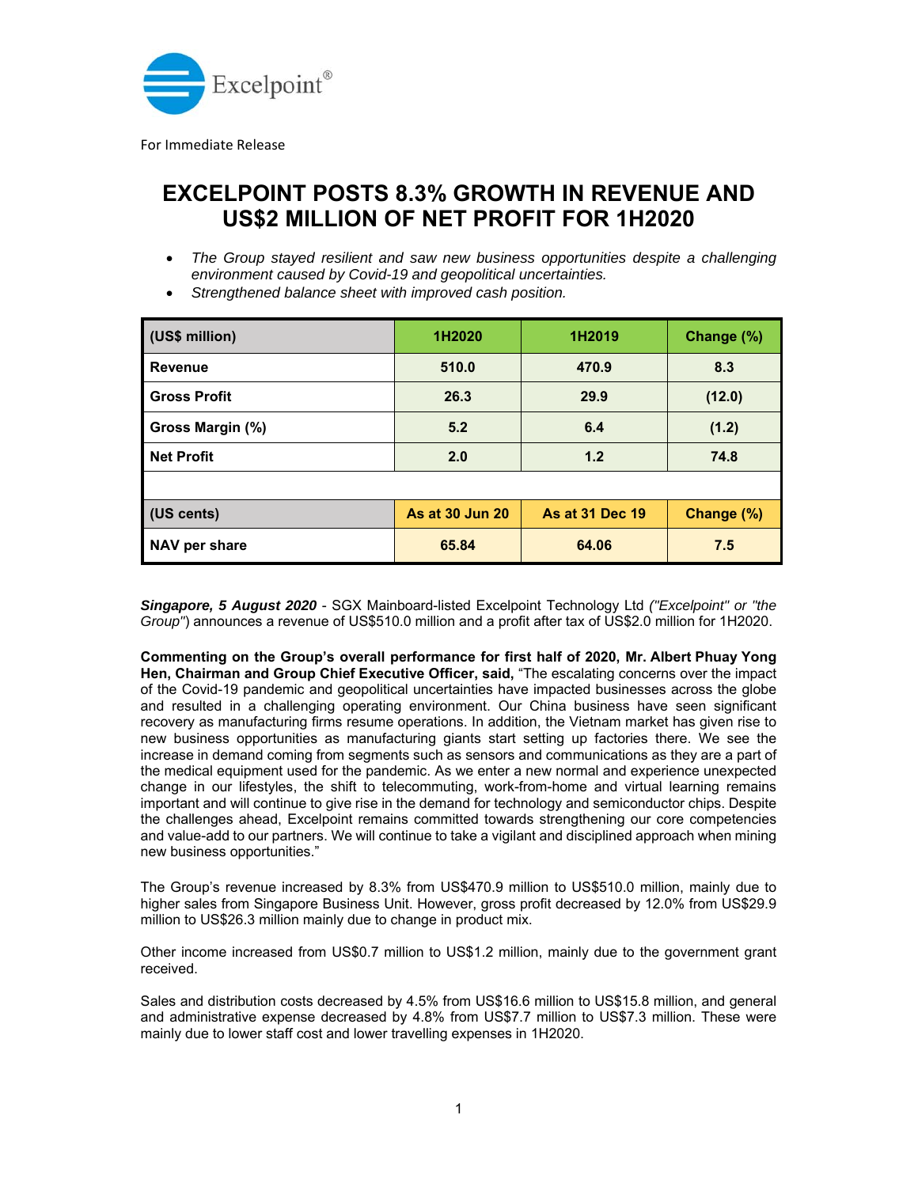For Immediate Release

# EXCELPOINT POSTS 8.3% GROWTH IN REVENUE AND US$2 MILLION OF NET PROFIT FOR 1H2020

- *The Group stayed resilient and saw new business opportunities despite a challenging environment caused by Covid-19 and geopolitical uncertainties.*
- *Strengthened balance sheet with improved cash position.*

| (US$ million) | 1H2020 | 1H2019 | Change (%) |
|---|---|---|---|
| Revenue | 510.0 | 470.9 | 8.3 |
| Gross Profit | 26.3 | 29.9 | (12.0) |
| Gross Margin (%) | 5.2 | 6.4 | (1.2) |
| Net Profit | 2.0 | 1.2 | 74.8 |
| | | | |
| (US cents) | As at 30 Jun 20 | As at 31 Dec 19 | Change (%) |
| NAV per share | 65.84 | 64.06 | 7.5 |

***Singapore, 5 August 2020*** - SGX Mainboard-listed Excelpoint Technology Ltd *("Excelpoint" or "the Group"*) announces a revenue of US$510.0 million and a profit after tax of US$2.0 million for 1H2020.

**Commenting on the Group's overall performance for first half of 2020, Mr. Albert Phuay Yong Hen, Chairman and Group Chief Executive Officer, said,** "The escalating concerns over the impact of the Covid-19 pandemic and geopolitical uncertainties have impacted businesses across the globe and resulted in a challenging operating environment. Our China business have seen significant recovery as manufacturing firms resume operations. In addition, the Vietnam market has given rise to new business opportunities as manufacturing giants start setting up factories there. We see the increase in demand coming from segments such as sensors and communications as they are a part of the medical equipment used for the pandemic. As we enter a new normal and experience unexpected change in our lifestyles, the shift to telecommuting, work-from-home and virtual learning remains important and will continue to give rise in the demand for technology and semiconductor chips. Despite the challenges ahead, Excelpoint remains committed towards strengthening our core competencies and value-add to our partners. We will continue to take a vigilant and disciplined approach when mining new business opportunities."

The Group's revenue increased by 8.3% from US$470.9 million to US$510.0 million, mainly due to higher sales from Singapore Business Unit. However, gross profit decreased by 12.0% from US$29.9 million to US$26.3 million mainly due to change in product mix.

Other income increased from US$0.7 million to US$1.2 million, mainly due to the government grant received.

Sales and distribution costs decreased by 4.5% from US$16.6 million to US$15.8 million, and general and administrative expense decreased by 4.8% from US$7.7 million to US$7.3 million. These were mainly due to lower staff cost and lower travelling expenses in 1H2020.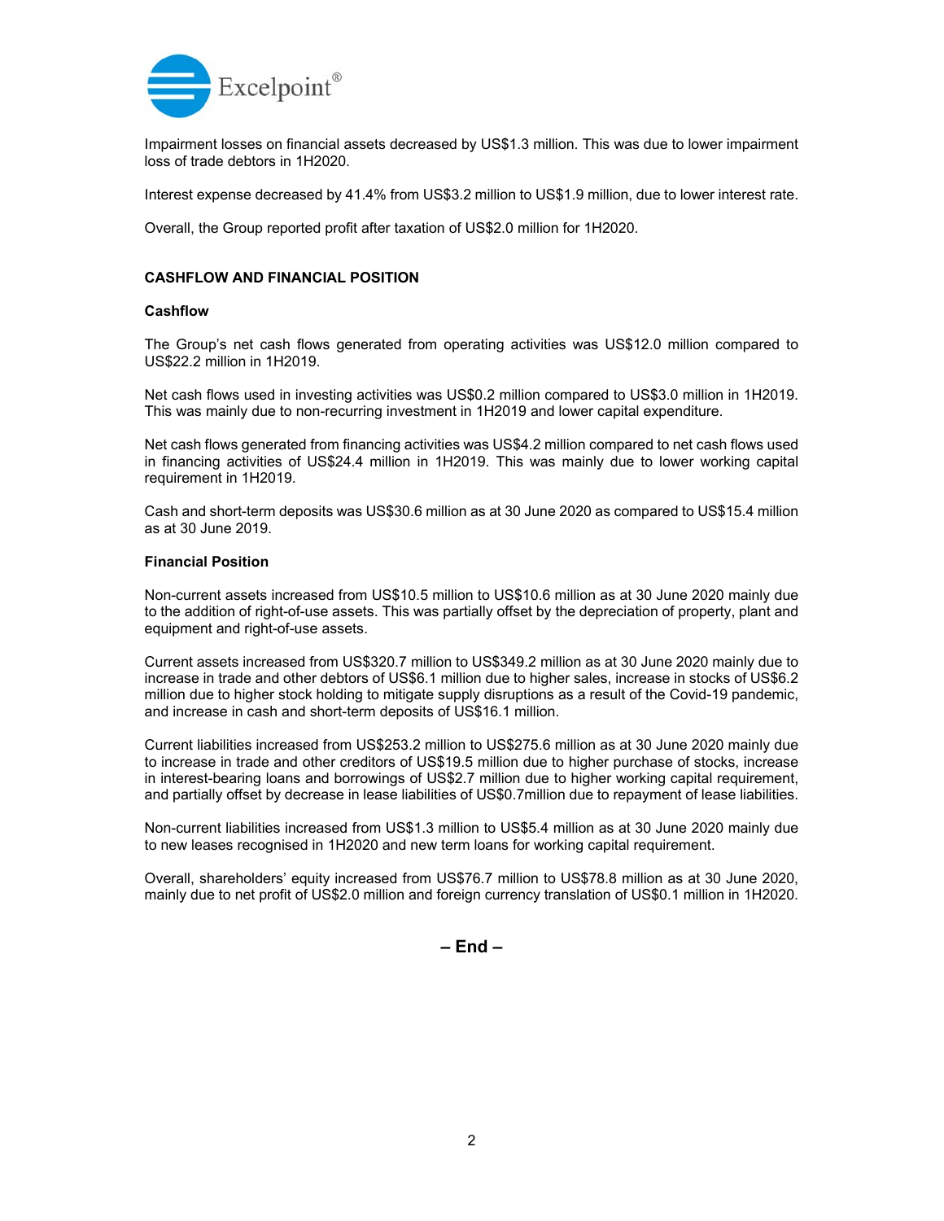Impairment losses on financial assets decreased by US$1.3 million. This was due to lower impairment loss of trade debtors in 1H2020.

Interest expense decreased by 41.4% from US$3.2 million to US$1.9 million, due to lower interest rate.

Overall, the Group reported profit after taxation of US$2.0 million for 1H2020.

## CASHFLOW AND FINANCIAL POSITION

### Cashflow

The Group's net cash flows generated from operating activities was US$12.0 million compared to US$22.2 million in 1H2019.

Net cash flows used in investing activities was US$0.2 million compared to US$3.0 million in 1H2019. This was mainly due to non-recurring investment in 1H2019 and lower capital expenditure.

Net cash flows generated from financing activities was US$4.2 million compared to net cash flows used in financing activities of US$24.4 million in 1H2019. This was mainly due to lower working capital requirement in 1H2019.

Cash and short-term deposits was US$30.6 million as at 30 June 2020 as compared to US$15.4 million as at 30 June 2019.

### Financial Position

Non-current assets increased from US$10.5 million to US$10.6 million as at 30 June 2020 mainly due to the addition of right-of-use assets. This was partially offset by the depreciation of property, plant and equipment and right-of-use assets.

Current assets increased from US$320.7 million to US$349.2 million as at 30 June 2020 mainly due to increase in trade and other debtors of US$6.1 million due to higher sales, increase in stocks of US$6.2 million due to higher stock holding to mitigate supply disruptions as a result of the Covid-19 pandemic, and increase in cash and short-term deposits of US$16.1 million.

Current liabilities increased from US$253.2 million to US$275.6 million as at 30 June 2020 mainly due to increase in trade and other creditors of US$19.5 million due to higher purchase of stocks, increase in interest-bearing loans and borrowings of US$2.7 million due to higher working capital requirement, and partially offset by decrease in lease liabilities of US$0.7million due to repayment of lease liabilities.

Non-current liabilities increased from US$1.3 million to US$5.4 million as at 30 June 2020 mainly due to new leases recognised in 1H2020 and new term loans for working capital requirement.

Overall, shareholders' equity increased from US$76.7 million to US$78.8 million as at 30 June 2020, mainly due to net profit of US$2.0 million and foreign currency translation of US$0.1 million in 1H2020.

**– End –**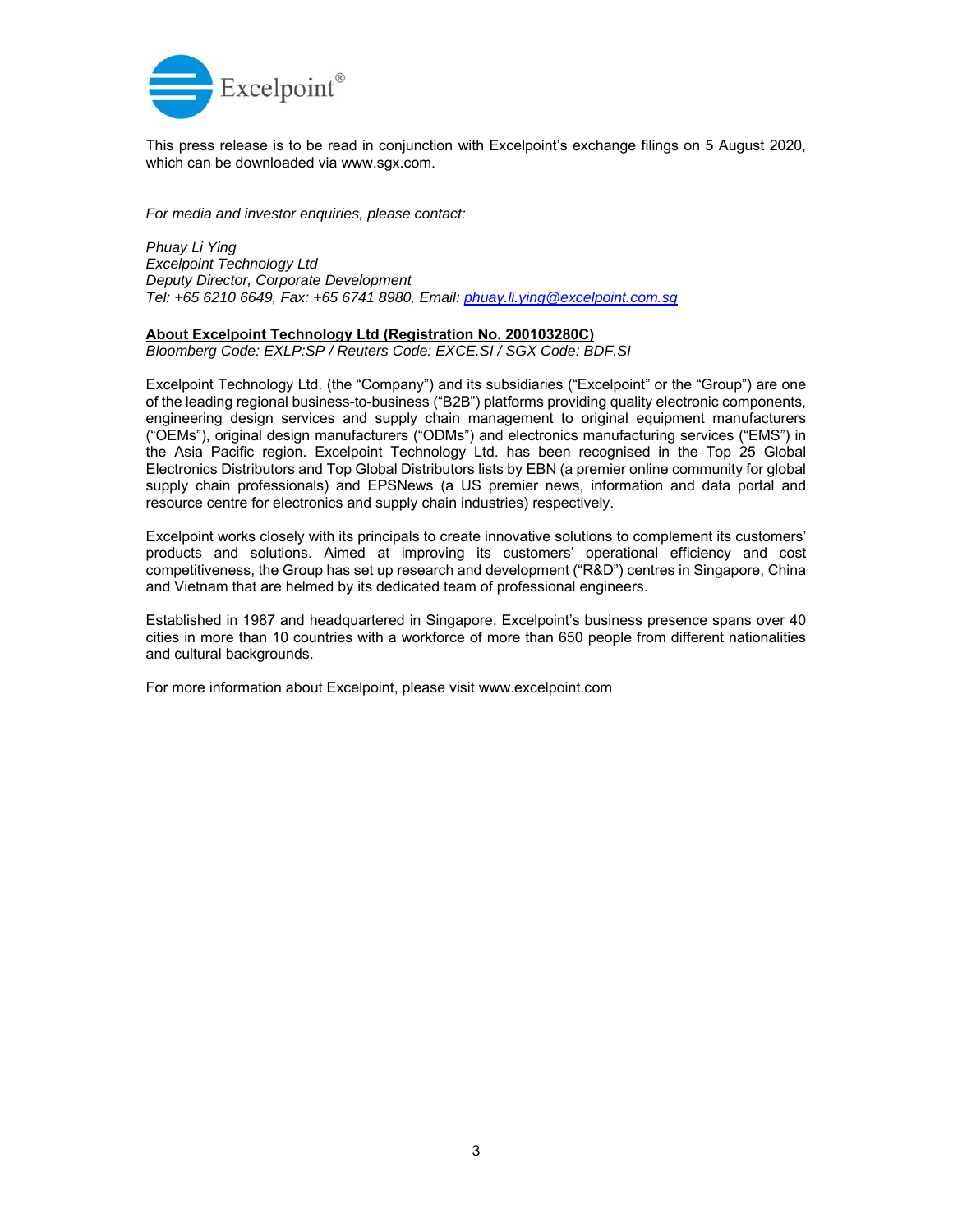This press release is to be read in conjunction with Excelpoint's exchange filings on 5 August 2020, which can be downloaded via www.sgx.com.

*For media and investor enquiries, please contact:*

*Phuay Li Ying*
*Excelpoint Technology Ltd*
*Deputy Director, Corporate Development*
*Tel: +65 6210 6649, Fax: +65 6741 8980, Email: phuay.li.ying@excelpoint.com.sg*

**About Excelpoint Technology Ltd (Registration No. 200103280C)**
*Bloomberg Code: EXLP:SP / Reuters Code: EXCE.SI / SGX Code: BDF.SI*

Excelpoint Technology Ltd. (the "Company") and its subsidiaries ("Excelpoint" or the "Group") are one of the leading regional business-to-business ("B2B") platforms providing quality electronic components, engineering design services and supply chain management to original equipment manufacturers ("OEMs"), original design manufacturers ("ODMs") and electronics manufacturing services ("EMS") in the Asia Pacific region. Excelpoint Technology Ltd. has been recognised in the Top 25 Global Electronics Distributors and Top Global Distributors lists by EBN (a premier online community for global supply chain professionals) and EPSNews (a US premier news, information and data portal and resource centre for electronics and supply chain industries) respectively.

Excelpoint works closely with its principals to create innovative solutions to complement its customers' products and solutions. Aimed at improving its customers' operational efficiency and cost competitiveness, the Group has set up research and development ("R&D") centres in Singapore, China and Vietnam that are helmed by its dedicated team of professional engineers.

Established in 1987 and headquartered in Singapore, Excelpoint's business presence spans over 40 cities in more than 10 countries with a workforce of more than 650 people from different nationalities and cultural backgrounds.

For more information about Excelpoint, please visit www.excelpoint.com